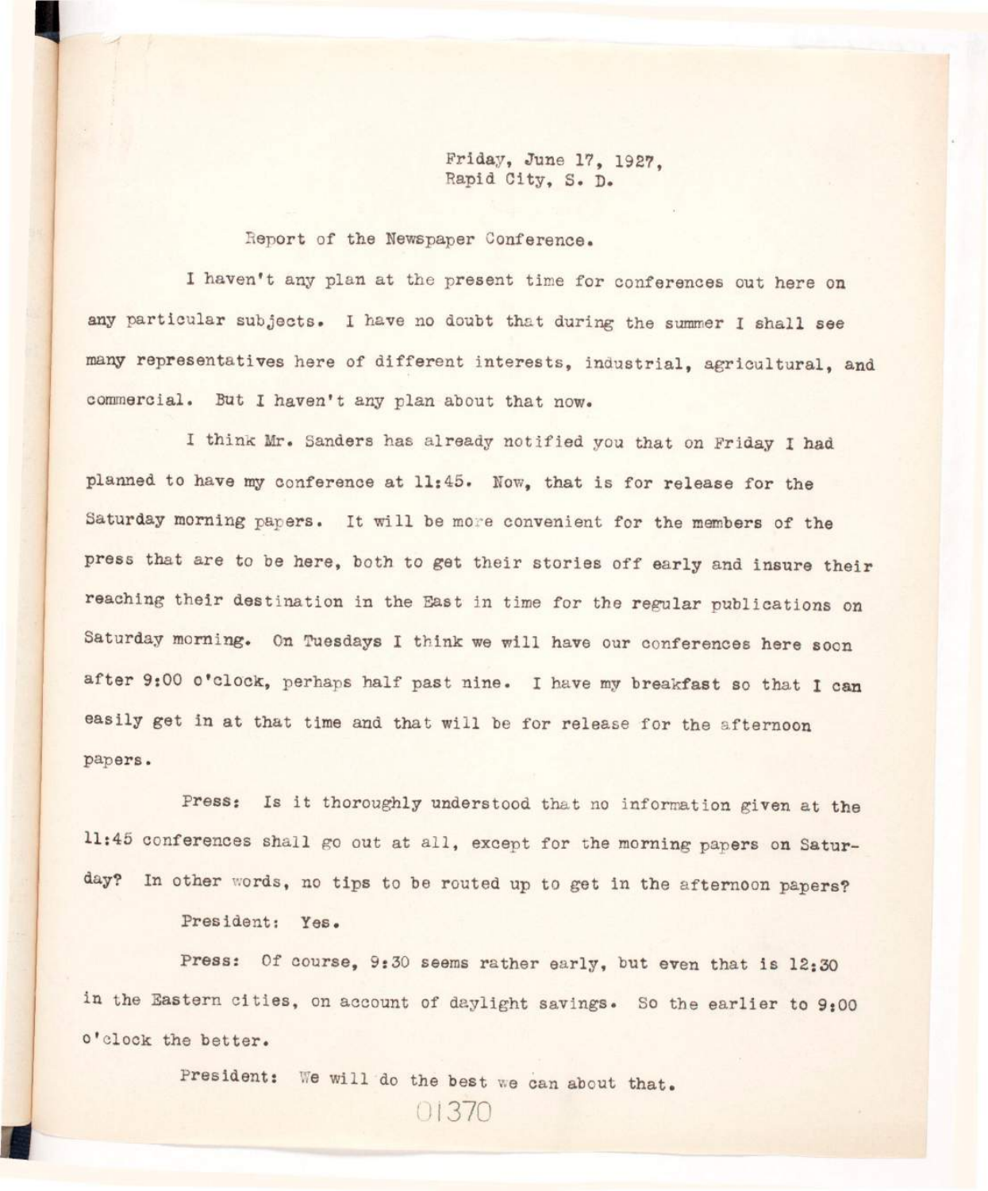Friday, June 17, 1927,
Rapid City, S. D.

Report of the Newspaper Conference.

I haven't any plan at the present time for conferences out here on any particular subjects. I have no doubt that during the summer I shall see many representatives here of different interests, industrial, agricultural, and commercial. But I haven't any plan about that now.

I think Mr. Sanders has already notified you that on Friday I had planned to have my conference at 11:45. Now, that is for release for the Saturday morning papers. It will be more convenient for the members of the press that are to be here, both to get their stories off early and insure their reaching their destination in the East in time for the regular publications on Saturday morning. On Tuesdays I think we will have our conferences here soon after 9:00 o'clock, perhaps half past nine. I have my breakfast so that I can easily get in at that time and that will be for release for the afternoon papers.

Press: Is it thoroughly understood that no information given at the 11:45 conferences shall go out at all, except for the morning papers on Saturday? In other words, no tips to be routed up to get in the afternoon papers?

President: Yes.

Press: Of course, 9:30 seems rather early, but even that is 12:30 in the Eastern cities, on account of daylight savings. So the earlier to 9:00 o'clock the better.

President: We will do the best we can about that.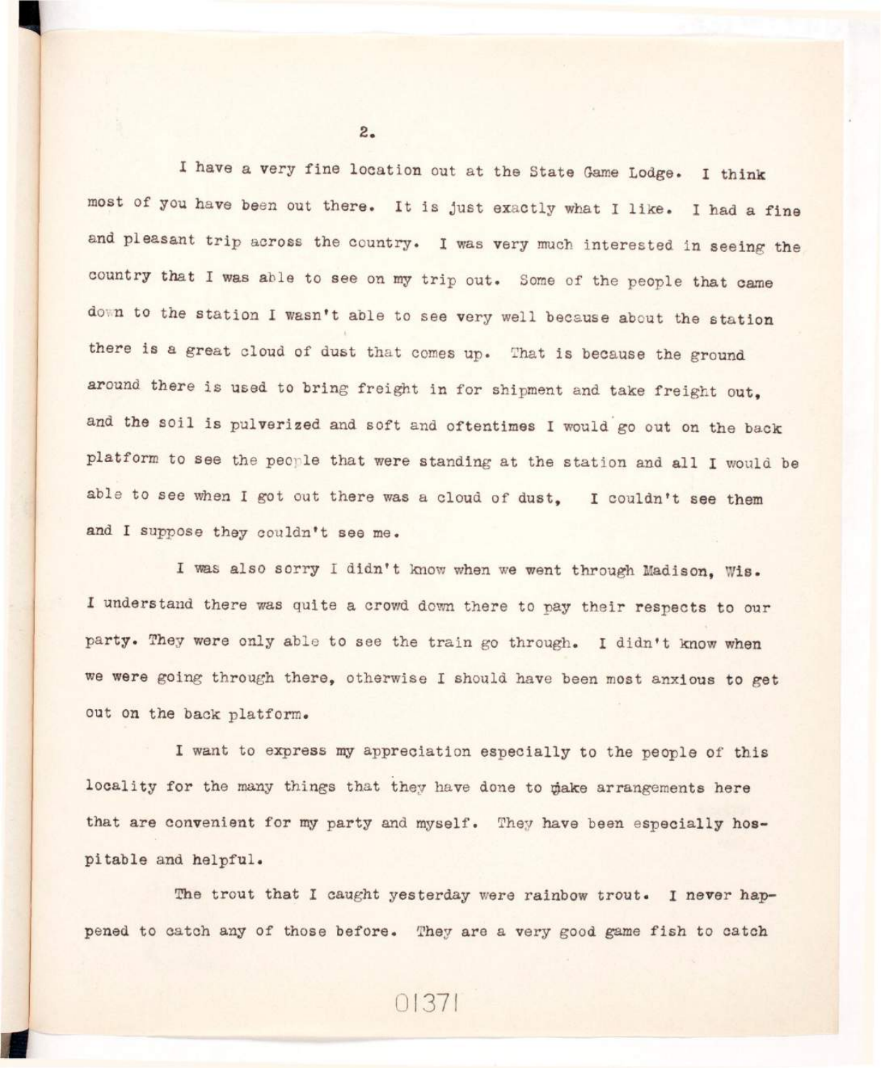I have a very fine location out at the State Game Lodge. I think most of you have been out there. It is just exactly what I like. I had a fine and pleasant trip across the country. I was very much interested in seeing the country that I was able to see on my trip out. Some of the people that came down to the station I wasn't able to see very well because about the station there is a great cloud of dust that comes up. That is because the ground around there is used to bring freight in for shipment and take freight out, and the soil is pulverized and soft and oftentimes I would go out on the back platform to see the people that were standing at the station and all I would be able to see when I got out there was a cloud of dust, I couldn't see them and I suppose they couldn't see me.

I was also sorry I didn't know when we went through Madison, Wis. I understand there was quite a crowd down there to pay their respects to our party. They were only able to see the train go through. I didn't know when we were going through there, otherwise I should have been most anxious to get out on the back platform.

I want to express my appreciation especially to the people of this locality for the many things that they have done to make arrangements here that are convenient for my party and myself. They have been especially hospitable and helpful.

The trout that I caught yesterday were rainbow trout. I never happened to catch any of those before. They are a very good game fish to catch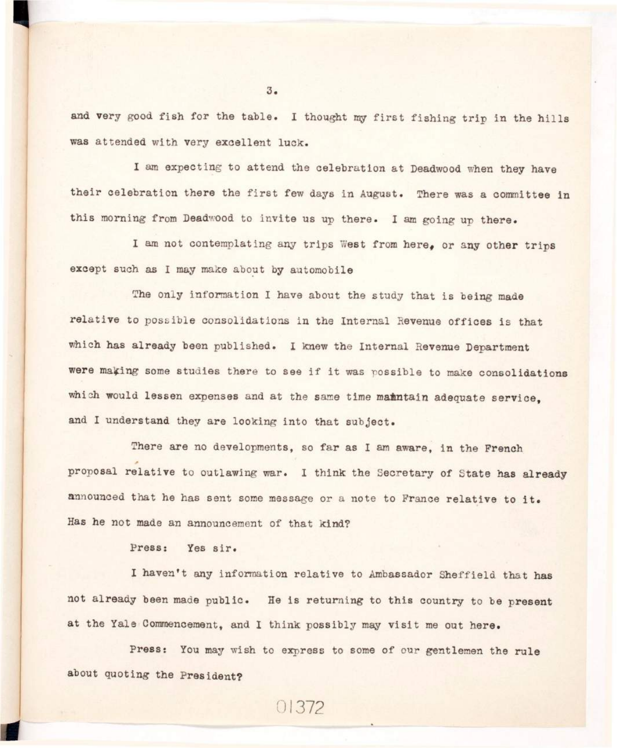and very good fish for the table. I thought my first fishing trip in the hills was attended with very excellent luck.

I am expecting to attend the celebration at Deadwood when they have their celebration there the first few days in August. There was a committee in this morning from Deadwood to invite us up there. I am going up there.

I am not contemplating any trips West from here, or any other trips except such as I may make about by automobile

The only information I have about the study that is being made relative to possible consolidations in the Internal Revenue offices is that which has already been published. I knew the Internal Revenue Department were making some studies there to see if it was possible to make consolidations which would lessen expenses and at the same time maintain adequate service, and I understand they are looking into that subject.

There are no developments, so far as I am aware, in the French proposal relative to outlawing war. I think the Secretary of State has already announced that he has sent some message or a note to France relative to it. Has he not made an announcement of that kind?

Press: Yes sir.

I haven't any information relative to Ambassador Sheffield that has not already been made public. He is returning to this country to be present at the Yale Commencement, and I think possibly may visit me out here.

Press: You may wish to express to some of our gentlemen the rule about quoting the President?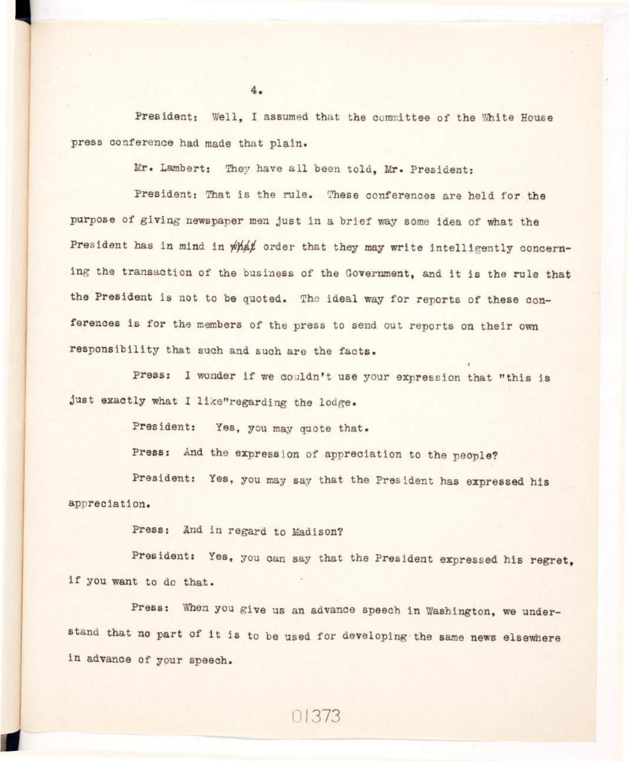President: Well, I assumed that the committee of the White House press conference had made that plain.

Mr. Lambert: They have all been told, Mr. President:

President: That is the rule. These conferences are held for the purpose of giving newspaper men just in a brief way some idea of what the President has in mind in order that they may write intelligently concerning the transaction of the business of the Government, and it is the rule that the President is not to be quoted. The ideal way for reports of these conferences is for the members of the press to send out reports on their own responsibility that such and such are the facts.

Press: I wonder if we couldn't use your expression that "this is just exactly what I like"regarding the lodge.

President: Yes, you may quote that.

Press: And the expression of appreciation to the people?

President: Yes, you may say that the President has expressed his appreciation.

Press: And in regard to Madison?

President: Yes, you can say that the President expressed his regret, if you want to do that.

Press: When you give us an advance speech in Washington, we understand that no part of it is to be used for developing the same news elsewhere in advance of your speech.

01373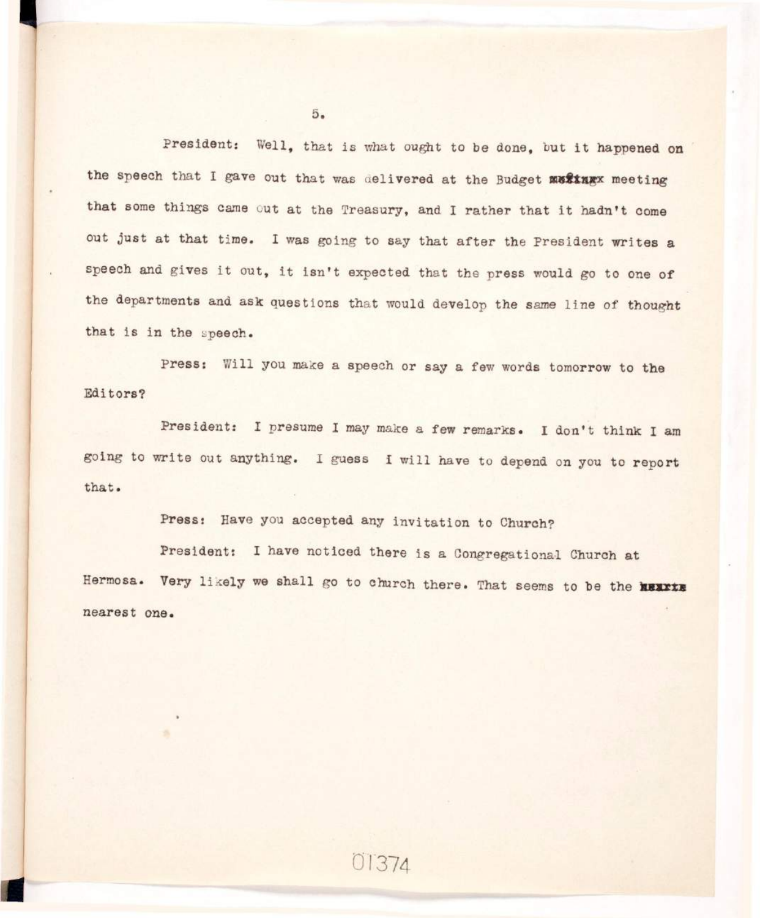President: Well, that is what ought to be done, but it happened on the speech that I gave out that was delivered at the Budget ~~meeting~~ meeting that some things came out at the Treasury, and I rather that it hadn't come out just at that time. I was going to say that after the President writes a speech and gives it out, it isn't expected that the press would go to one of the departments and ask questions that would develop the same line of thought that is in the speech.

Press: Will you make a speech or say a few words tomorrow to the Editors?

President: I presume I may make a few remarks. I don't think I am going to write out anything. I guess I will have to depend on you to report that.

Press: Have you accepted any invitation to Church?

President: I have noticed there is a Congregational Church at Hermosa. Very likely we shall go to church there. That seems to be the ~~nearest~~ nearest one.